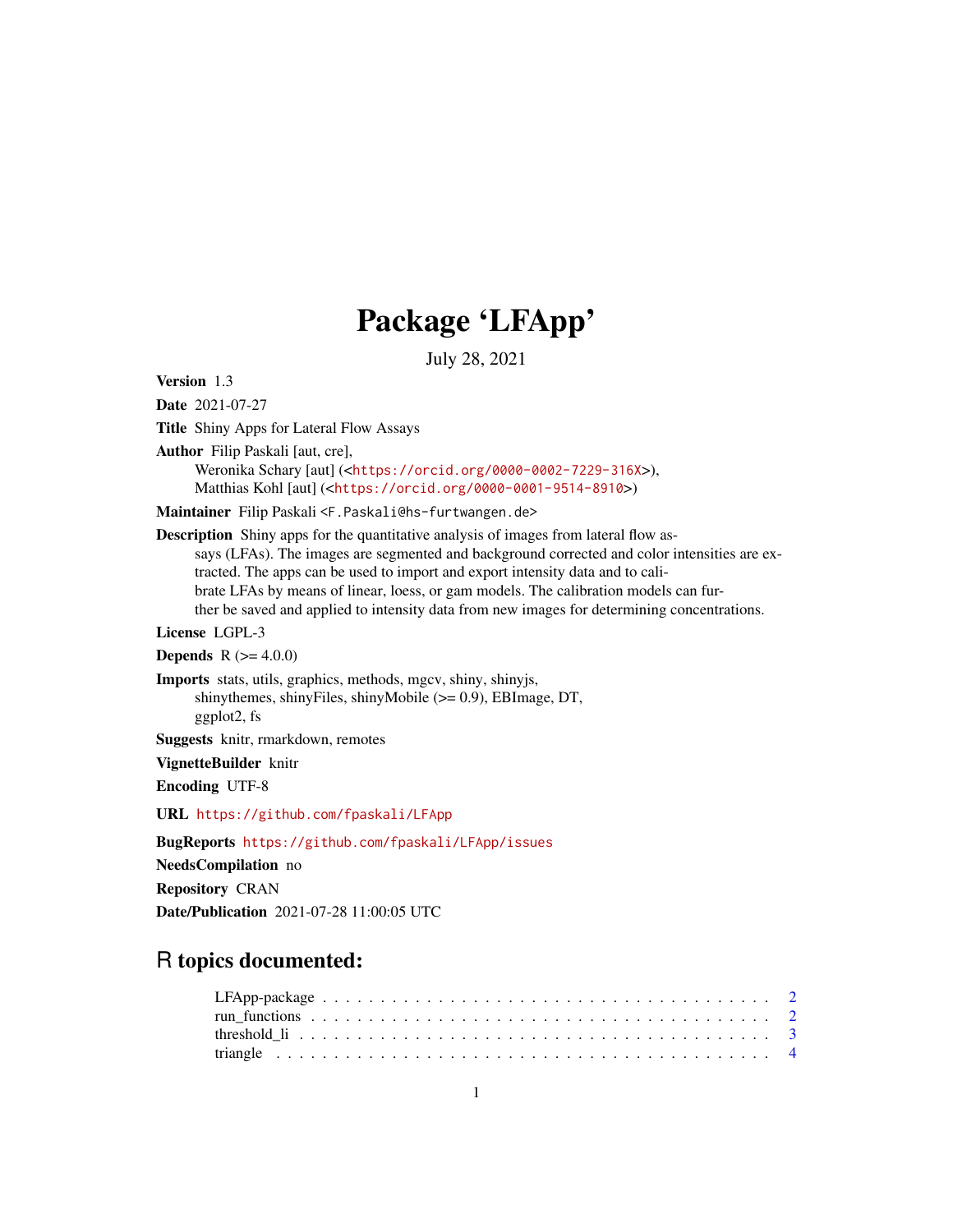# Package 'LFApp'

July 28, 2021

**Version** 1.3

**Date** 2021-07-27

**Title** Shiny Apps for Lateral Flow Assays

**Author** Filip Paskali [aut, cre],
Weronika Schary [aut] (<https://orcid.org/0000-0002-7229-316X>),
Matthias Kohl [aut] (<https://orcid.org/0000-0001-9514-8910>)

**Maintainer** Filip Paskali <F.Paskali@hs-furtwangen.de>

**Description** Shiny apps for the quantitative analysis of images from lateral flow assays (LFAs). The images are segmented and background corrected and color intensities are extracted. The apps can be used to import and export intensity data and to calibrate LFAs by means of linear, loess, or gam models. The calibration models can further be saved and applied to intensity data from new images for determining concentrations.

**License** LGPL-3

**Depends** R (>= 4.0.0)

**Imports** stats, utils, graphics, methods, mgcv, shiny, shinyjs, shinythemes, shinyFiles, shinyMobile (>= 0.9), EBImage, DT, ggplot2, fs

**Suggests** knitr, rmarkdown, remotes

**VignetteBuilder** knitr

**Encoding** UTF-8

**URL** https://github.com/fpaskali/LFApp

**BugReports** https://github.com/fpaskali/LFApp/issues

**NeedsCompilation** no

**Repository** CRAN

**Date/Publication** 2021-07-28 11:00:05 UTC

## R topics documented:

LFApp-package . . . . . . . . . . . . . . . . . . . . . . . . . . . . . . . . . . . . . 2
run_functions . . . . . . . . . . . . . . . . . . . . . . . . . . . . . . . . . . . . . 2
threshold_li . . . . . . . . . . . . . . . . . . . . . . . . . . . . . . . . . . . . . . 3
triangle . . . . . . . . . . . . . . . . . . . . . . . . . . . . . . . . . . . . . . . . 4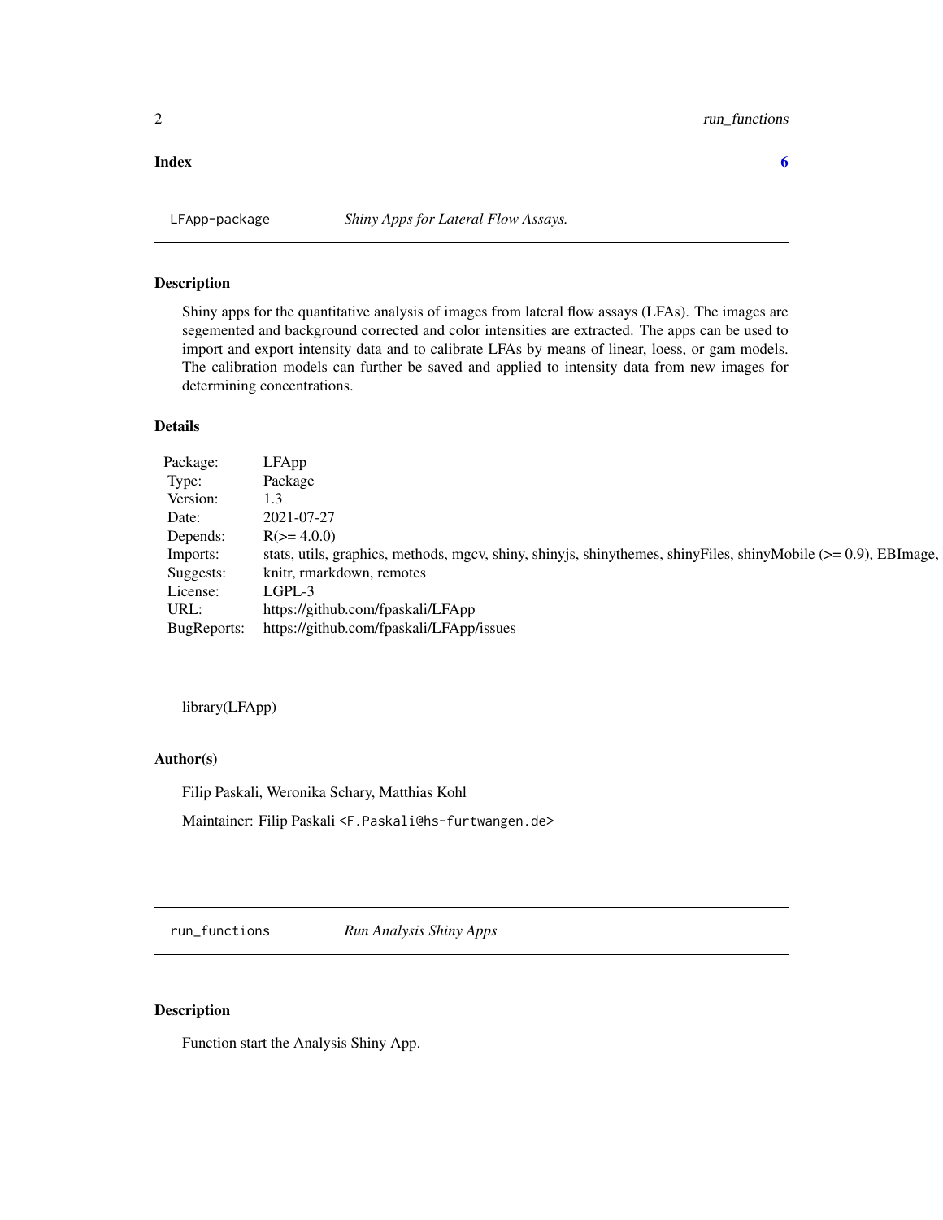**Index** 6

---

## LFApp-package — *Shiny Apps for Lateral Flow Assays.*

### Description

Shiny apps for the quantitative analysis of images from lateral flow assays (LFAs). The images are segemented and background corrected and color intensities are extracted. The apps can be used to import and export intensity data and to calibrate LFAs by means of linear, loess, or gam models. The calibration models can further be saved and applied to intensity data from new images for determining concentrations.

### Details

| | |
|---|---|
| Package: | LFApp |
| Type: | Package |
| Version: | 1.3 |
| Date: | 2021-07-27 |
| Depends: | R(>= 4.0.0) |
| Imports: | stats, utils, graphics, methods, mgcv, shiny, shinyjs, shinythemes, shinyFiles, shinyMobile (>= 0.9), EBImage, |
| Suggests: | knitr, rmarkdown, remotes |
| License: | LGPL-3 |
| URL: | https://github.com/fpaskali/LFApp |
| BugReports: | https://github.com/fpaskali/LFApp/issues |

library(LFApp)

### Author(s)

Filip Paskali, Weronika Schary, Matthias Kohl

Maintainer: Filip Paskali <F.Paskali@hs-furtwangen.de>

---

## run_functions — *Run Analysis Shiny Apps*

### Description

Function start the Analysis Shiny App.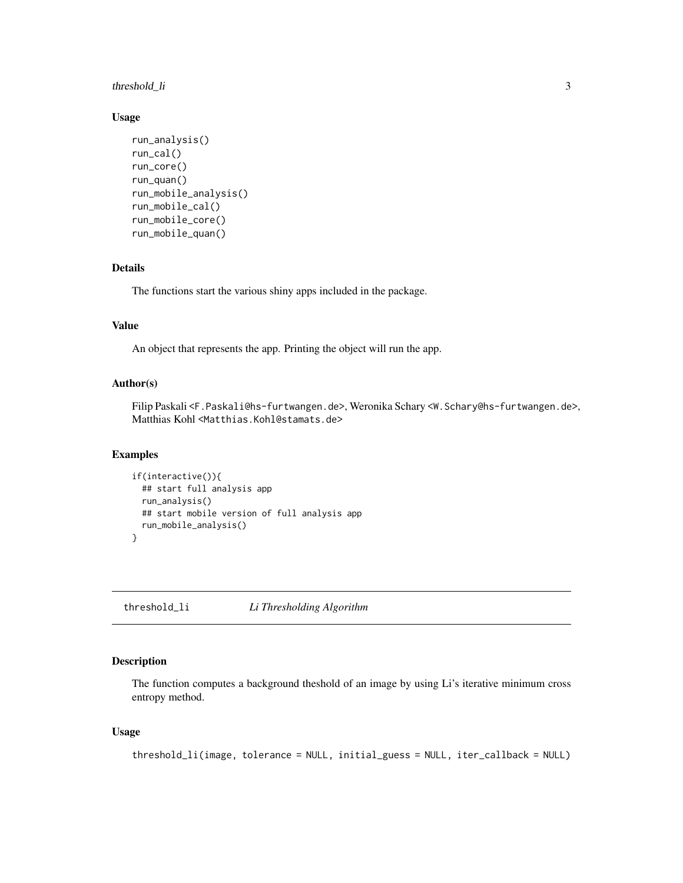## Usage

```
run_analysis()
run_cal()
run_core()
run_quan()
run_mobile_analysis()
run_mobile_cal()
run_mobile_core()
run_mobile_quan()
```

## Details

The functions start the various shiny apps included in the package.

## Value

An object that represents the app. Printing the object will run the app.

## Author(s)

Filip Paskali <F.Paskali@hs-furtwangen.de>, Weronika Schary <W.Schary@hs-furtwangen.de>, Matthias Kohl <Matthias.Kohl@stamats.de>

## Examples

```
if(interactive()){
  ## start full analysis app
  run_analysis()
  ## start mobile version of full analysis app
  run_mobile_analysis()
}
```

---

# threshold_li *Li Thresholding Algorithm*

---

## Description

The function computes a background theshold of an image by using Li's iterative minimum cross entropy method.

## Usage

```
threshold_li(image, tolerance = NULL, initial_guess = NULL, iter_callback = NULL)
```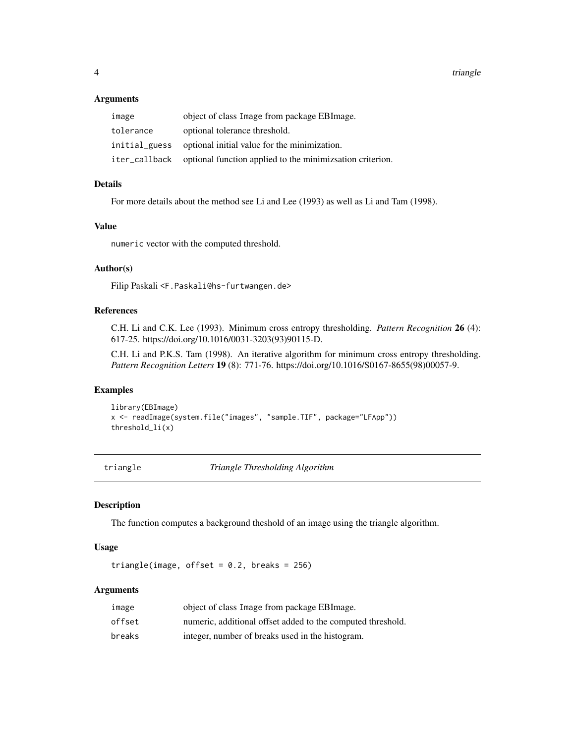### Arguments

| | |
|---|---|
| image | object of class Image from package EBImage. |
| tolerance | optional tolerance threshold. |
| initial_guess | optional initial value for the minimization. |
| iter_callback | optional function applied to the minimizsation criterion. |

### Details

For more details about the method see Li and Lee (1993) as well as Li and Tam (1998).

### Value

numeric vector with the computed threshold.

### Author(s)

Filip Paskali <F.Paskali@hs-furtwangen.de>

### References

C.H. Li and C.K. Lee (1993). Minimum cross entropy thresholding. *Pattern Recognition* **26** (4): 617-25. https://doi.org/10.1016/0031-3203(93)90115-D.

C.H. Li and P.K.S. Tam (1998). An iterative algorithm for minimum cross entropy thresholding. *Pattern Recognition Letters* **19** (8): 771-76. https://doi.org/10.1016/S0167-8655(98)00057-9.

### Examples

```
library(EBImage)
x <- readImage(system.file("images", "sample.TIF", package="LFApp"))
threshold_li(x)
```

---

## triangle — *Triangle Thresholding Algorithm*

### Description

The function computes a background theshold of an image using the triangle algorithm.

### Usage

```
triangle(image, offset = 0.2, breaks = 256)
```

### Arguments

| | |
|---|---|
| image | object of class Image from package EBImage. |
| offset | numeric, additional offset added to the computed threshold. |
| breaks | integer, number of breaks used in the histogram. |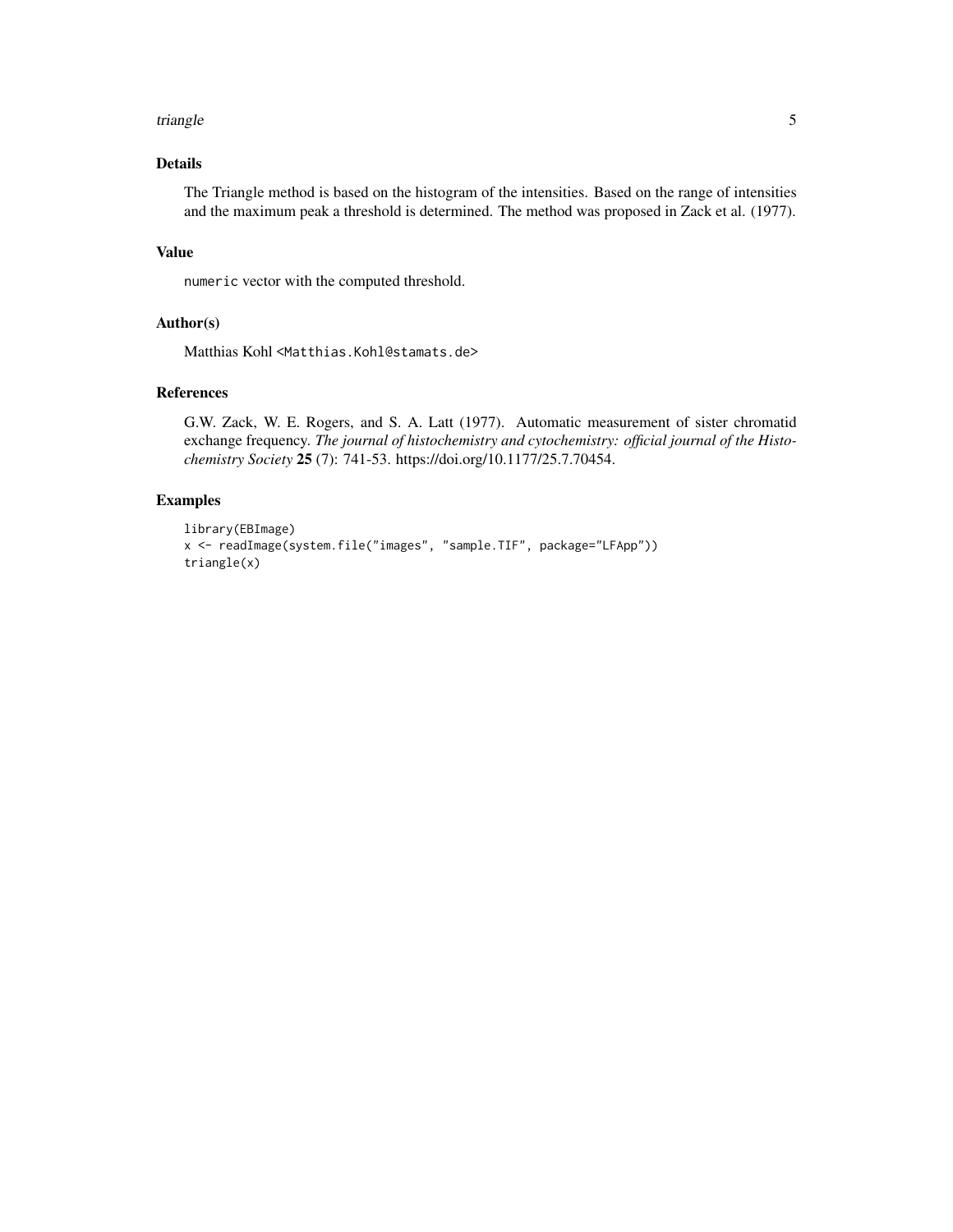## Details

The Triangle method is based on the histogram of the intensities. Based on the range of intensities and the maximum peak a threshold is determined. The method was proposed in Zack et al. (1977).

## Value

`numeric` vector with the computed threshold.

## Author(s)

Matthias Kohl <Matthias.Kohl@stamats.de>

## References

G.W. Zack, W. E. Rogers, and S. A. Latt (1977). Automatic measurement of sister chromatid exchange frequency. *The journal of histochemistry and cytochemistry: official journal of the Histochemistry Society* **25** (7): 741-53. https://doi.org/10.1177/25.7.70454.

## Examples

```
library(EBImage)
x <- readImage(system.file("images", "sample.TIF", package="LFApp"))
triangle(x)
```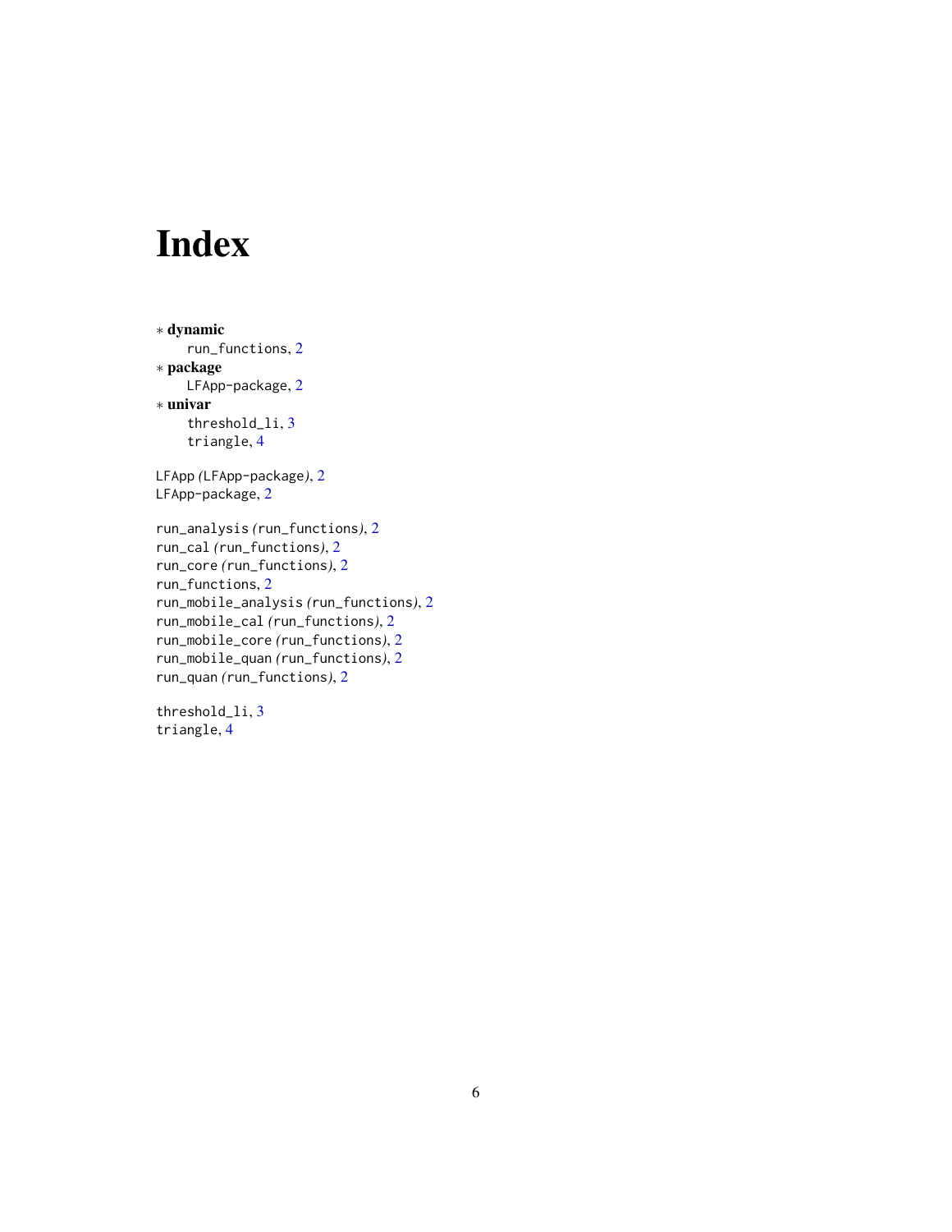# Index

∗ **dynamic**
    run_functions, 2
∗ **package**
    LFApp-package, 2
∗ **univar**
    threshold_li, 3
    triangle, 4

LFApp *(*LFApp-package*)*, 2
LFApp-package, 2

run_analysis *(*run_functions*)*, 2
run_cal *(*run_functions*)*, 2
run_core *(*run_functions*)*, 2
run_functions, 2
run_mobile_analysis *(*run_functions*)*, 2
run_mobile_cal *(*run_functions*)*, 2
run_mobile_core *(*run_functions*)*, 2
run_mobile_quan *(*run_functions*)*, 2
run_quan *(*run_functions*)*, 2

threshold_li, 3
triangle, 4